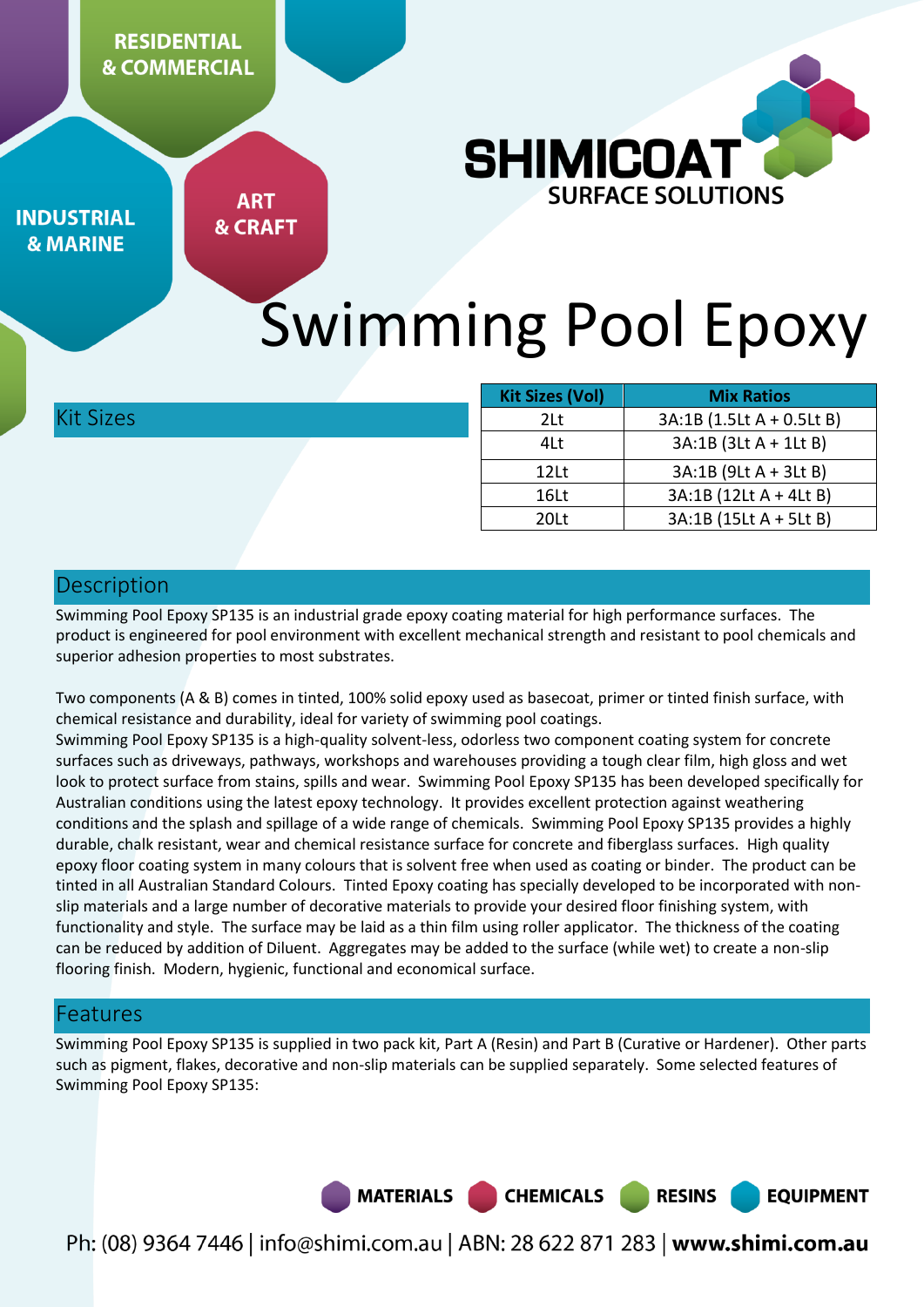# Swimming Pool Epoxy

## Kit Sizes

| Kit Sizes (Vol) | Mix Ratios |
|---|---|
| 2Lt | 3A:1B (1.5Lt A + 0.5Lt B) |
| 4Lt | 3A:1B (3Lt A + 1Lt B) |
| 12Lt | 3A:1B (9Lt A + 3Lt B) |
| 16Lt | 3A:1B (12Lt A + 4Lt B) |
| 20Lt | 3A:1B (15Lt A + 5Lt B) |

## Description

Swimming Pool Epoxy SP135 is an industrial grade epoxy coating material for high performance surfaces. The product is engineered for pool environment with excellent mechanical strength and resistant to pool chemicals and superior adhesion properties to most substrates.

Two components (A & B) comes in tinted, 100% solid epoxy used as basecoat, primer or tinted finish surface, with chemical resistance and durability, ideal for variety of swimming pool coatings.
Swimming Pool Epoxy SP135 is a high-quality solvent-less, odorless two component coating system for concrete surfaces such as driveways, pathways, workshops and warehouses providing a tough clear film, high gloss and wet look to protect surface from stains, spills and wear. Swimming Pool Epoxy SP135 has been developed specifically for Australian conditions using the latest epoxy technology. It provides excellent protection against weathering conditions and the splash and spillage of a wide range of chemicals. Swimming Pool Epoxy SP135 provides a highly durable, chalk resistant, wear and chemical resistance surface for concrete and fiberglass surfaces. High quality epoxy floor coating system in many colours that is solvent free when used as coating or binder. The product can be tinted in all Australian Standard Colours. Tinted Epoxy coating has specially developed to be incorporated with non-slip materials and a large number of decorative materials to provide your desired floor finishing system, with functionality and style. The surface may be laid as a thin film using roller applicator. The thickness of the coating can be reduced by addition of Diluent. Aggregates may be added to the surface (while wet) to create a non-slip flooring finish. Modern, hygienic, functional and economical surface.

## Features

Swimming Pool Epoxy SP135 is supplied in two pack kit, Part A (Resin) and Part B (Curative or Hardener). Other parts such as pigment, flakes, decorative and non-slip materials can be supplied separately. Some selected features of Swimming Pool Epoxy SP135: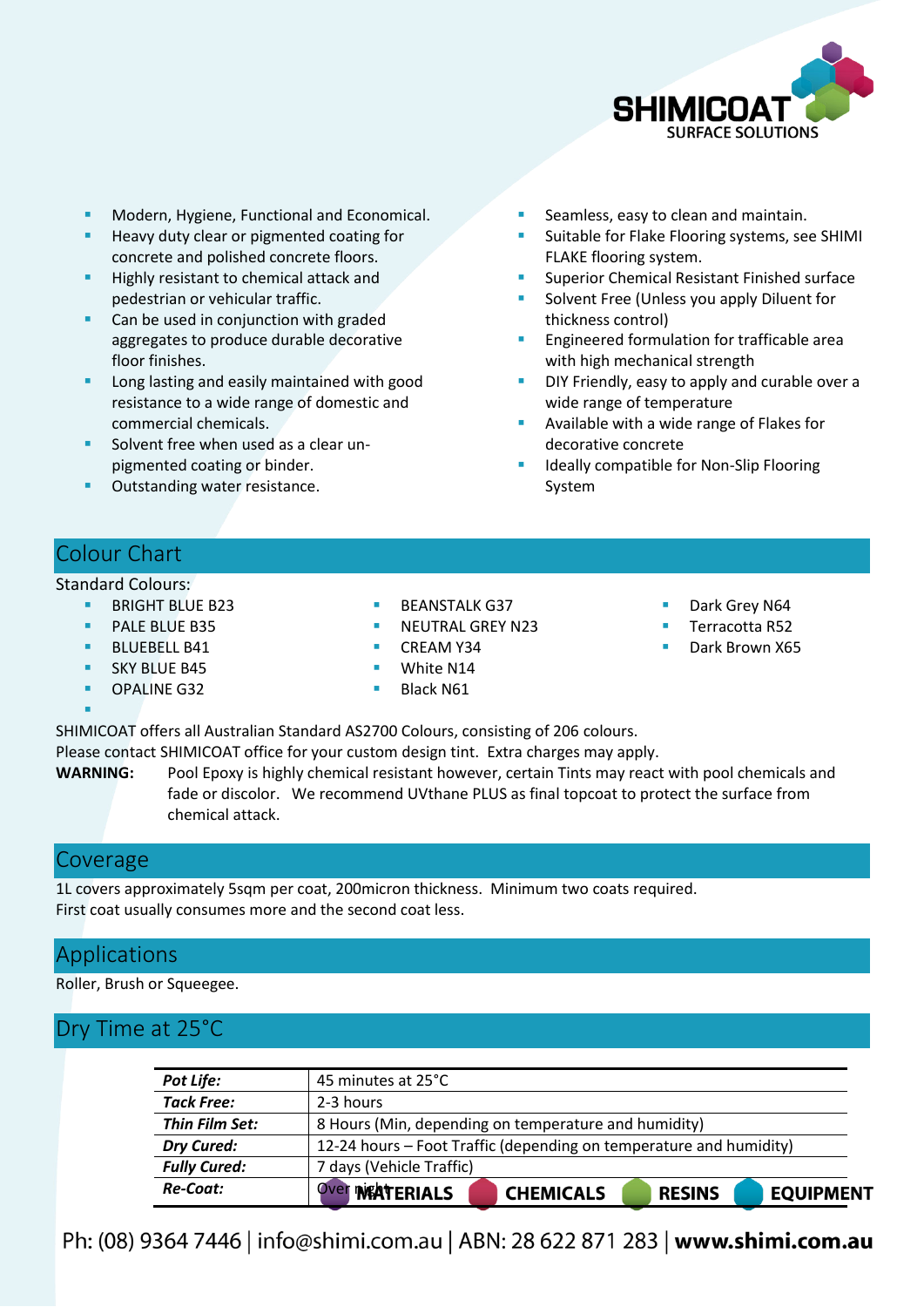- Modern, Hygiene, Functional and Economical.
- Heavy duty clear or pigmented coating for concrete and polished concrete floors.
- Highly resistant to chemical attack and pedestrian or vehicular traffic.
- Can be used in conjunction with graded aggregates to produce durable decorative floor finishes.
- Long lasting and easily maintained with good resistance to a wide range of domestic and commercial chemicals.
- Solvent free when used as a clear un-pigmented coating or binder.
- Outstanding water resistance.
- Seamless, easy to clean and maintain.
- Suitable for Flake Flooring systems, see SHIMI FLAKE flooring system.
- Superior Chemical Resistant Finished surface
- Solvent Free (Unless you apply Diluent for thickness control)
- Engineered formulation for trafficable area with high mechanical strength
- DIY Friendly, easy to apply and curable over a wide range of temperature
- Available with a wide range of Flakes for decorative concrete
- Ideally compatible for Non-Slip Flooring System

## Colour Chart

Standard Colours:

- BRIGHT BLUE B23
- PALE BLUE B35
- BLUEBELL B41
- SKY BLUE B45
- OPALINE G32
- BEANSTALK G37
- NEUTRAL GREY N23
- CREAM Y34
- White N14
- Black N61
- Dark Grey N64
- Terracotta R52
- Dark Brown X65

SHIMICOAT offers all Australian Standard AS2700 Colours, consisting of 206 colours.
Please contact SHIMICOAT office for your custom design tint. Extra charges may apply.

**WARNING:** Pool Epoxy is highly chemical resistant however, certain Tints may react with pool chemicals and fade or discolor. We recommend UVthane PLUS as final topcoat to protect the surface from chemical attack.

## Coverage

1L covers approximately 5sqm per coat, 200micron thickness. Minimum two coats required.
First coat usually consumes more and the second coat less.

## Applications

Roller, Brush or Squeegee.

## Dry Time at 25°C

| | |
|---|---|
| ***Pot Life:*** | 45 minutes at 25°C |
| ***Tack Free:*** | 2-3 hours |
| ***Thin Film Set:*** | 8 Hours (Min, depending on temperature and humidity) |
| ***Dry Cured:*** | 12-24 hours – Foot Traffic (depending on temperature and humidity) |
| ***Fully Cured:*** | 7 days (Vehicle Traffic) |
| ***Re-Coat:*** | Over night |

MATERIALS CHEMICALS RESINS EQUIPMENT

Ph: (08) 9364 7446 | info@shimi.com.au | ABN: 28 622 871 283 | **www.shimi.com.au**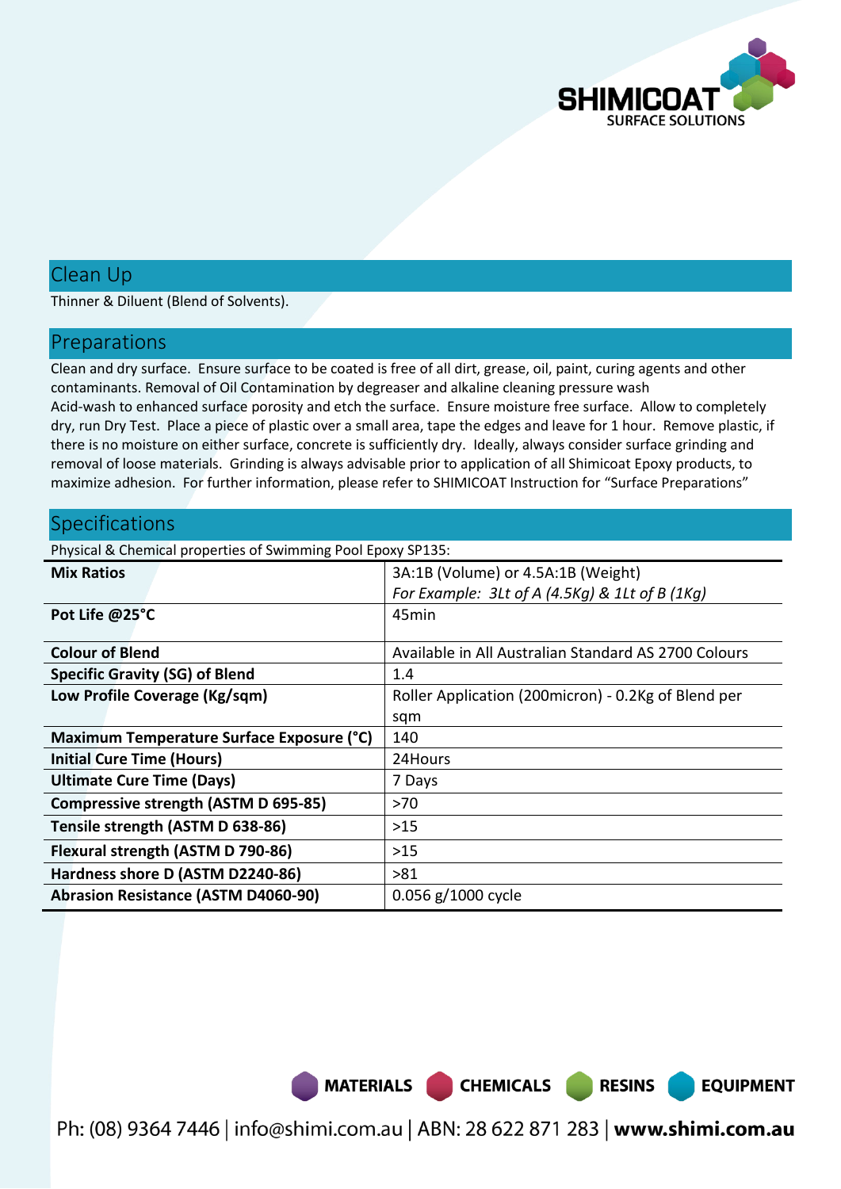## Clean Up

Thinner & Diluent (Blend of Solvents).

## Preparations

Clean and dry surface. Ensure surface to be coated is free of all dirt, grease, oil, paint, curing agents and other contaminants. Removal of Oil Contamination by degreaser and alkaline cleaning pressure wash
Acid-wash to enhanced surface porosity and etch the surface. Ensure moisture free surface. Allow to completely dry, run Dry Test. Place a piece of plastic over a small area, tape the edges and leave for 1 hour. Remove plastic, if there is no moisture on either surface, concrete is sufficiently dry. Ideally, always consider surface grinding and removal of loose materials. Grinding is always advisable prior to application of all Shimicoat Epoxy products, to maximize adhesion. For further information, please refer to SHIMICOAT Instruction for "Surface Preparations"

## Specifications

Physical & Chemical properties of Swimming Pool Epoxy SP135:

| **Mix Ratios** | 3A:1B (Volume) or 4.5A:1B (Weight)<br>*For Example: 3Lt of A (4.5Kg) & 1Lt of B (1Kg)* |
|---|---|
| **Pot Life @25°C** | 45min |
| **Colour of Blend** | Available in All Australian Standard AS 2700 Colours |
| **Specific Gravity (SG) of Blend** | 1.4 |
| **Low Profile Coverage (Kg/sqm)** | Roller Application (200micron) - 0.2Kg of Blend per sqm |
| **Maximum Temperature Surface Exposure (°C)** | 140 |
| **Initial Cure Time (Hours)** | 24Hours |
| **Ultimate Cure Time (Days)** | 7 Days |
| **Compressive strength (ASTM D 695-85)** | >70 |
| **Tensile strength (ASTM D 638-86)** | >15 |
| **Flexural strength (ASTM D 790-86)** | >15 |
| **Hardness shore D (ASTM D2240-86)** | >81 |
| **Abrasion Resistance (ASTM D4060-90)** | 0.056 g/1000 cycle |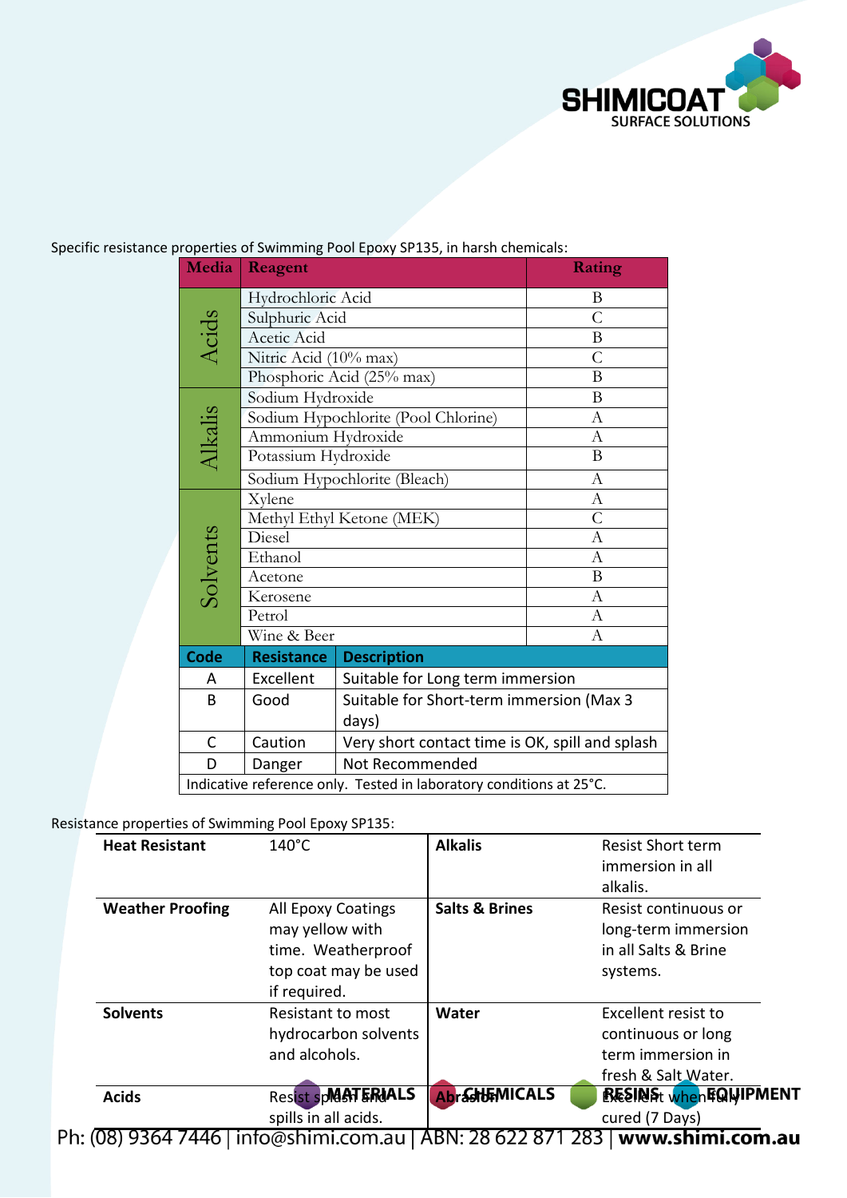Specific resistance properties of Swimming Pool Epoxy SP135, in harsh chemicals:

| Media | Reagent | Rating |
|---|---|---|
| Acids | Hydrochloric Acid | B |
| | Sulphuric Acid | C |
| | Acetic Acid | B |
| | Nitric Acid (10% max) | C |
| | Phosphoric Acid (25% max) | B |
| Alkalis | Sodium Hydroxide | B |
| | Sodium Hypochlorite (Pool Chlorine) | A |
| | Ammonium Hydroxide | A |
| | Potassium Hydroxide | B |
| | Sodium Hypochlorite (Bleach) | A |
| Solvents | Xylene | A |
| | Methyl Ethyl Ketone (MEK) | C |
| | Diesel | A |
| | Ethanol | A |
| | Acetone | B |
| | Kerosene | A |
| | Petrol | A |
| | Wine & Beer | A |

| Code | Resistance | Description |
|---|---|---|
| A | Excellent | Suitable for Long term immersion |
| B | Good | Suitable for Short-term immersion (Max 3 days) |
| C | Caution | Very short contact time is OK, spill and splash |
| D | Danger | Not Recommended |
| Indicative reference only. Tested in laboratory conditions at 25°C. | | |

Resistance properties of Swimming Pool Epoxy SP135:

| | | | |
|---|---|---|---|
| **Heat Resistant** | 140°C | **Alkalis** | Resist Short term immersion in all alkalis. |
| **Weather Proofing** | All Epoxy Coatings may yellow with time. Weatherproof top coat may be used if required. | **Salts & Brines** | Resist continuous or long-term immersion in all Salts & Brine systems. |
| **Solvents** | Resistant to most hydrocarbon solvents and alcohols. | **Water** | Excellent resist to continuous or long term immersion in fresh & Salt Water. |
| **Acids** | Resist splash and spills in all acids. | **Abrasion** | Excellent when fully cured (7 Days) |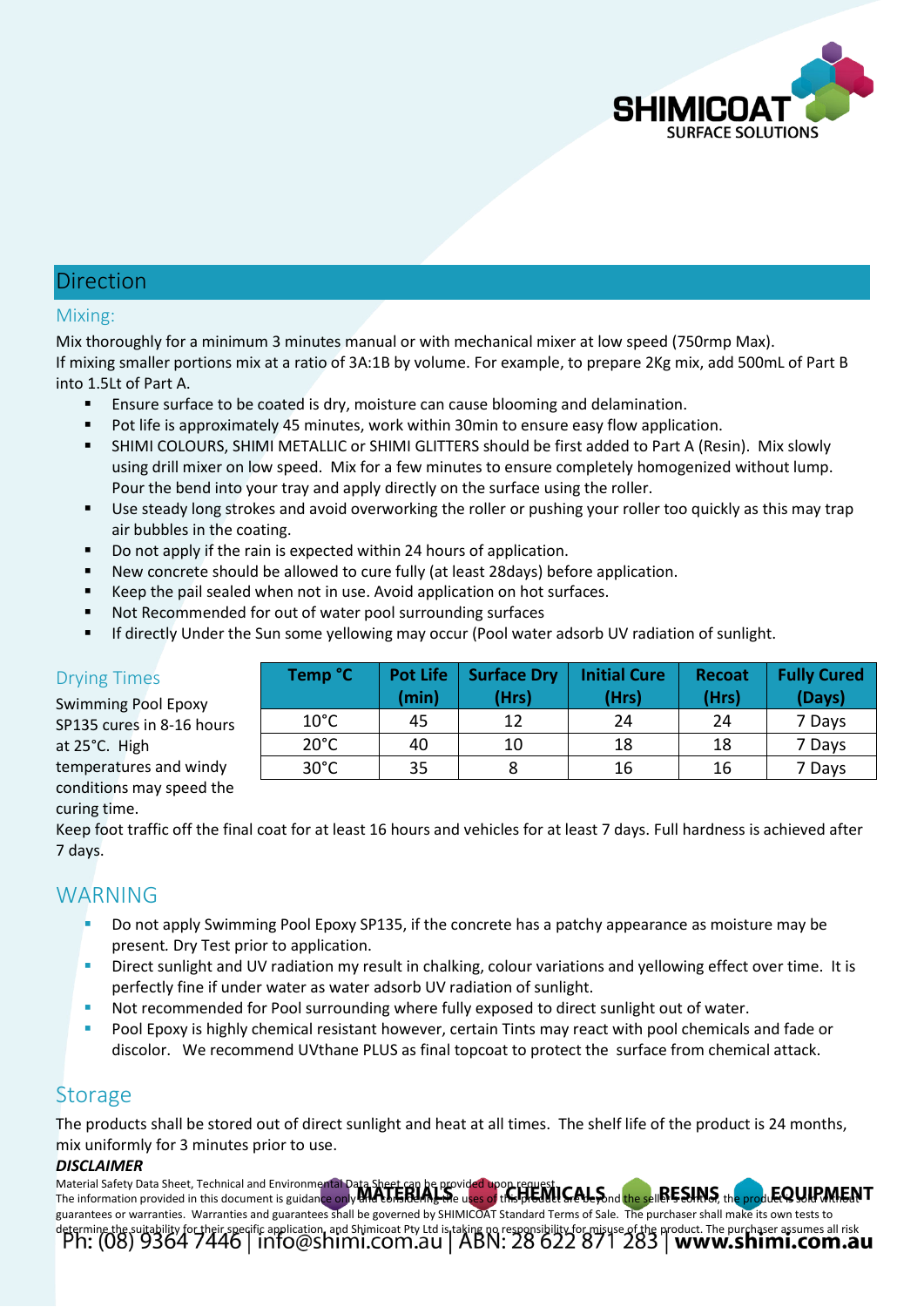## Direction

### Mixing:

Mix thoroughly for a minimum 3 minutes manual or with mechanical mixer at low speed (750rmp Max).
If mixing smaller portions mix at a ratio of 3A:1B by volume. For example, to prepare 2Kg mix, add 500mL of Part B into 1.5Lt of Part A.

- Ensure surface to be coated is dry, moisture can cause blooming and delamination.
- Pot life is approximately 45 minutes, work within 30min to ensure easy flow application.
- SHIMI COLOURS, SHIMI METALLIC or SHIMI GLITTERS should be first added to Part A (Resin). Mix slowly using drill mixer on low speed. Mix for a few minutes to ensure completely homogenized without lump. Pour the bend into your tray and apply directly on the surface using the roller.
- Use steady long strokes and avoid overworking the roller or pushing your roller too quickly as this may trap air bubbles in the coating.
- Do not apply if the rain is expected within 24 hours of application.
- New concrete should be allowed to cure fully (at least 28days) before application.
- Keep the pail sealed when not in use. Avoid application on hot surfaces.
- Not Recommended for out of water pool surrounding surfaces
- If directly Under the Sun some yellowing may occur (Pool water adsorb UV radiation of sunlight.

### Drying Times

Swimming Pool Epoxy SP135 cures in 8-16 hours at 25°C. High temperatures and windy conditions may speed the curing time.

| Temp °C | Pot Life (min) | Surface Dry (Hrs) | Initial Cure (Hrs) | Recoat (Hrs) | Fully Cured (Days) |
|---|---|---|---|---|---|
| 10°C | 45 | 12 | 24 | 24 | 7 Days |
| 20°C | 40 | 10 | 18 | 18 | 7 Days |
| 30°C | 35 | 8 | 16 | 16 | 7 Days |

Keep foot traffic off the final coat for at least 16 hours and vehicles for at least 7 days. Full hardness is achieved after 7 days.

## WARNING

- Do not apply Swimming Pool Epoxy SP135, if the concrete has a patchy appearance as moisture may be present. Dry Test prior to application.
- Direct sunlight and UV radiation my result in chalking, colour variations and yellowing effect over time. It is perfectly fine if under water as water adsorb UV radiation of sunlight.
- Not recommended for Pool surrounding where fully exposed to direct sunlight out of water.
- Pool Epoxy is highly chemical resistant however, certain Tints may react with pool chemicals and fade or discolor. We recommend UVthane PLUS as final topcoat to protect the surface from chemical attack.

## Storage

The products shall be stored out of direct sunlight and heat at all times. The shelf life of the product is 24 months, mix uniformly for 3 minutes prior to use.

***DISCLAIMER***

Material Safety Data Sheet, Technical and Environmental Data Sheet can be provided upon request.
The information provided in this document is guidance only and considering the uses of this product are beyond the seller's control, the product is sold without guarantees or warranties. Warranties and guarantees shall be governed by SHIMICOAT Standard Terms of Sale. The purchaser shall make its own tests to determine the suitability for their specific application, and Shimicoat Pty Ltd is taking no responsibility for misuse of the product. The purchaser assumes all risk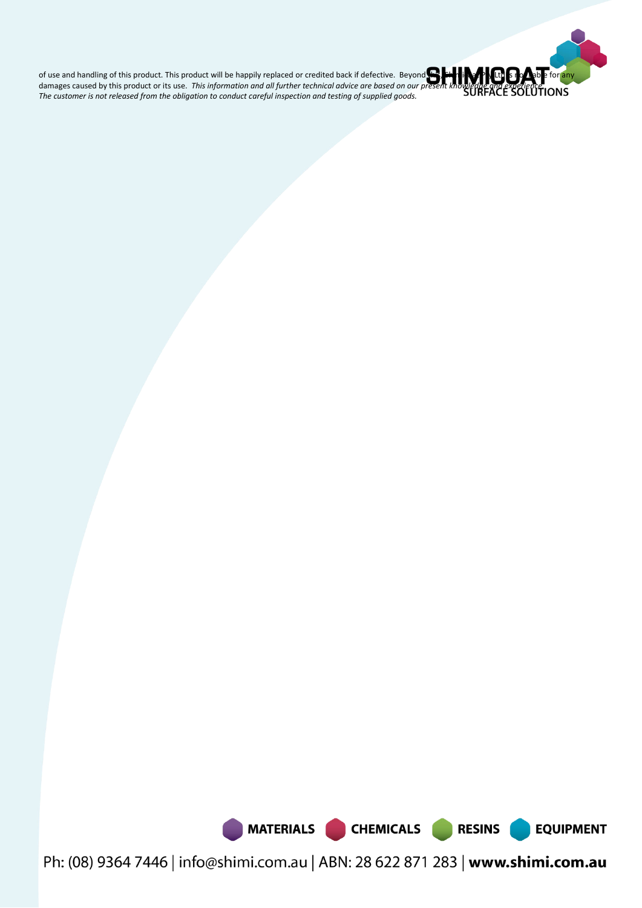of use and handling of this product. This product will be happily replaced or credited back if defective. Beyond that, Shimi Chemicals Pty Ltd is not liable for any damages caused by this product or its use. *This information and all further technical advice are based on our present knowledge and experience. The customer is not released from the obligation to conduct careful inspection and testing of supplied goods.*